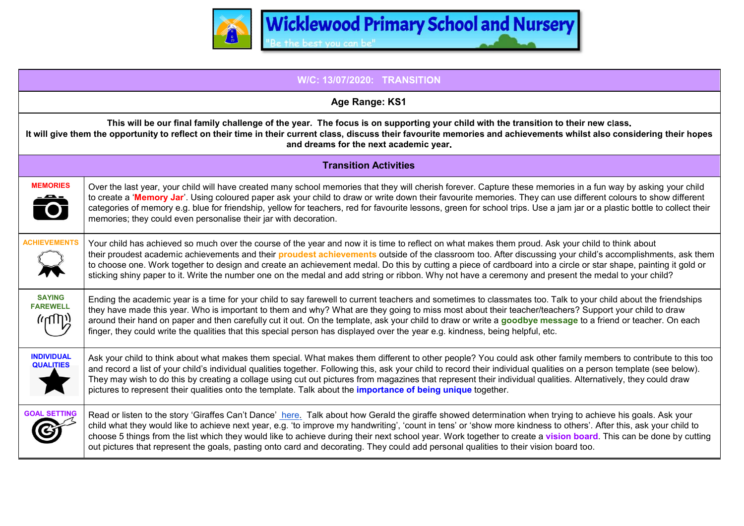# Wicklewood Primary School and Nursery

"Be the best you can be"

## W/C: 13/07/2020: TRANSITION

**Age Range: KS1**

**This will be our final family challenge of the year. The focus is on supporting your child with the transition to their new class. It will give them the opportunity to reflect on their time in their current class, discuss their favourite memories and achievements whilst also considering their hopes and dreams for the next academic year.**

## Transition Activities

| | |
|---|---|
| **MEMORIES** | Over the last year, your child will have created many school memories that they will cherish forever. Capture these memories in a fun way by asking your child to create a '**Memory Jar**'. Using coloured paper ask your child to draw or write down their favourite memories. They can use different colours to show different categories of memory e.g. blue for friendship, yellow for teachers, red for favourite lessons, green for school trips. Use a jam jar or a plastic bottle to collect their memories; they could even personalise their jar with decoration. |
| **ACHIEVEMENTS** | Your child has achieved so much over the course of the year and now it is time to reflect on what makes them proud. Ask your child to think about their proudest academic achievements and their **proudest achievements** outside of the classroom too. After discussing your child's accomplishments, ask them to choose one. Work together to design and create an achievement medal. Do this by cutting a piece of cardboard into a circle or star shape, painting it gold or sticking shiny paper to it. Write the number one on the medal and add string or ribbon. Why not have a ceremony and present the medal to your child? |
| **SAYING FAREWELL** | Ending the academic year is a time for your child to say farewell to current teachers and sometimes to classmates too. Talk to your child about the friendships they have made this year. Who is important to them and why? What are they going to miss most about their teacher/teachers? Support your child to draw around their hand on paper and then carefully cut it out. On the template, ask your child to draw or write a **goodbye message** to a friend or teacher. On each finger, they could write the qualities that this special person has displayed over the year e.g. kindness, being helpful, etc. |
| **INDIVIDUAL QUALITIES** | Ask your child to think about what makes them special. What makes them different to other people? You could ask other family members to contribute to this too and record a list of your child's individual qualities together. Following this, ask your child to record their individual qualities on a person template (see below). They may wish to do this by creating a collage using cut out pictures from magazines that represent their individual qualities. Alternatively, they could draw pictures to represent their qualities onto the template. Talk about the **importance of being unique** together. |
| **GOAL SETTING** | Read or listen to the story 'Giraffes Can't Dance' here. Talk about how Gerald the giraffe showed determination when trying to achieve his goals. Ask your child what they would like to achieve next year, e.g. 'to improve my handwriting', 'count in tens' or 'show more kindness to others'. After this, ask your child to choose 5 things from the list which they would like to achieve during their next school year. Work together to create a **vision board**. This can be done by cutting out pictures that represent the goals, pasting onto card and decorating. They could add personal qualities to their vision board too. |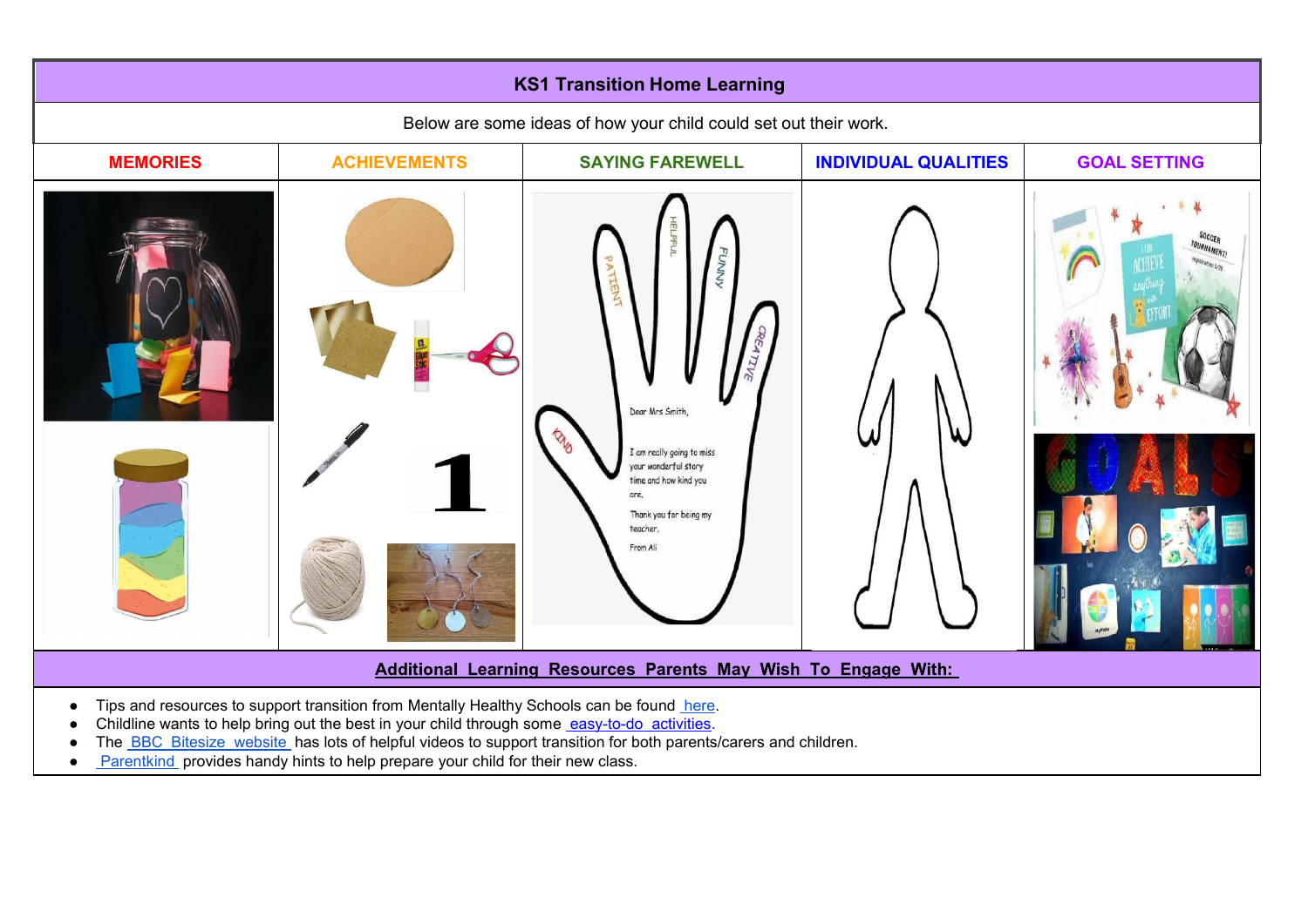| KS1 Transition Home Learning | | | | |
|---|---|---|---|---|
| Below are some ideas of how your child could set out their work. | | | | |
| MEMORIES | ACHIEVEMENTS | SAYING FAREWELL | INDIVIDUAL QUALITIES | GOAL SETTING |

**Additional Learning Resources Parents May Wish To Engage With:**

- Tips and resources to support transition from Mentally Healthy Schools can be found here.
- Childline wants to help bring out the best in your child through some easy-to-do activities.
- The BBC Bitesize website has lots of helpful videos to support transition for both parents/carers and children.
- Parentkind provides handy hints to help prepare your child for their new class.